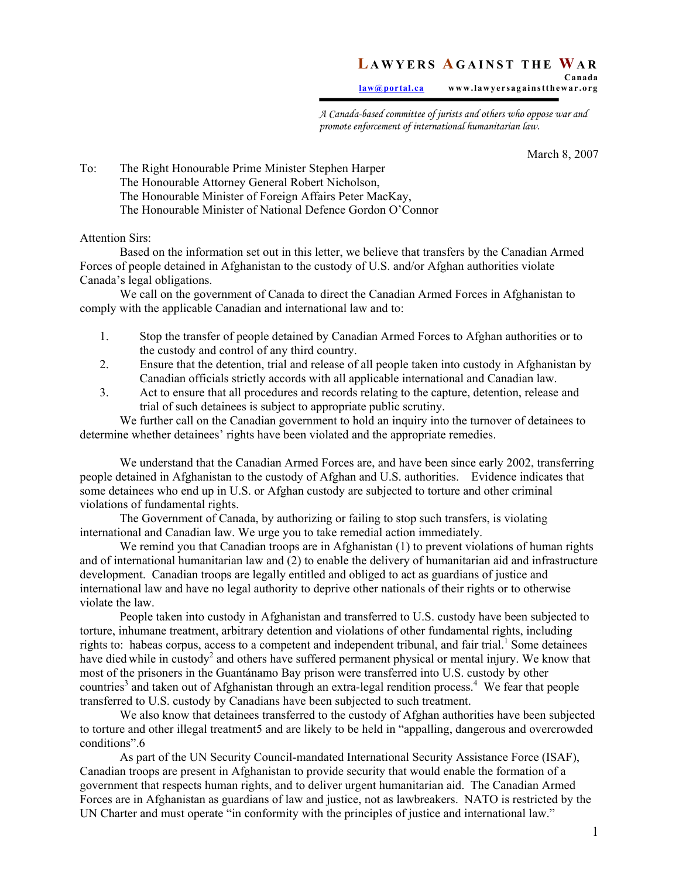# LAWYERS AGAINST THE WAR

**Canada**

law@portal.ca www.lawyersagainstthewar.org

*A Canada-based committee of jurists and others who oppose war and promote enforcement of international humanitarian law.*

March 8, 2007

To: The Right Honourable Prime Minister Stephen Harper
The Honourable Attorney General Robert Nicholson,
The Honourable Minister of Foreign Affairs Peter MacKay,
The Honourable Minister of National Defence Gordon O'Connor

Attention Sirs:

Based on the information set out in this letter, we believe that transfers by the Canadian Armed Forces of people detained in Afghanistan to the custody of U.S. and/or Afghan authorities violate Canada's legal obligations.

We call on the government of Canada to direct the Canadian Armed Forces in Afghanistan to comply with the applicable Canadian and international law and to:

1. Stop the transfer of people detained by Canadian Armed Forces to Afghan authorities or to the custody and control of any third country.
2. Ensure that the detention, trial and release of all people taken into custody in Afghanistan by Canadian officials strictly accords with all applicable international and Canadian law.
3. Act to ensure that all procedures and records relating to the capture, detention, release and trial of such detainees is subject to appropriate public scrutiny.

We further call on the Canadian government to hold an inquiry into the turnover of detainees to determine whether detainees' rights have been violated and the appropriate remedies.

We understand that the Canadian Armed Forces are, and have been since early 2002, transferring people detained in Afghanistan to the custody of Afghan and U.S. authorities. Evidence indicates that some detainees who end up in U.S. or Afghan custody are subjected to torture and other criminal violations of fundamental rights.

The Government of Canada, by authorizing or failing to stop such transfers, is violating international and Canadian law. We urge you to take remedial action immediately.

We remind you that Canadian troops are in Afghanistan (1) to prevent violations of human rights and of international humanitarian law and (2) to enable the delivery of humanitarian aid and infrastructure development. Canadian troops are legally entitled and obliged to act as guardians of justice and international law and have no legal authority to deprive other nationals of their rights or to otherwise violate the law.

People taken into custody in Afghanistan and transferred to U.S. custody have been subjected to torture, inhumane treatment, arbitrary detention and violations of other fundamental rights, including rights to: habeas corpus, access to a competent and independent tribunal, and fair trial.[1] Some detainees have died while in custody[2] and others have suffered permanent physical or mental injury. We know that most of the prisoners in the Guantánamo Bay prison were transferred into U.S. custody by other countries[3] and taken out of Afghanistan through an extra-legal rendition process.[4] We fear that people transferred to U.S. custody by Canadians have been subjected to such treatment.

We also know that detainees transferred to the custody of Afghan authorities have been subjected to torture and other illegal treatment5 and are likely to be held in "appalling, dangerous and overcrowded conditions".6

As part of the UN Security Council-mandated International Security Assistance Force (ISAF), Canadian troops are present in Afghanistan to provide security that would enable the formation of a government that respects human rights, and to deliver urgent humanitarian aid. The Canadian Armed Forces are in Afghanistan as guardians of law and justice, not as lawbreakers. NATO is restricted by the UN Charter and must operate "in conformity with the principles of justice and international law."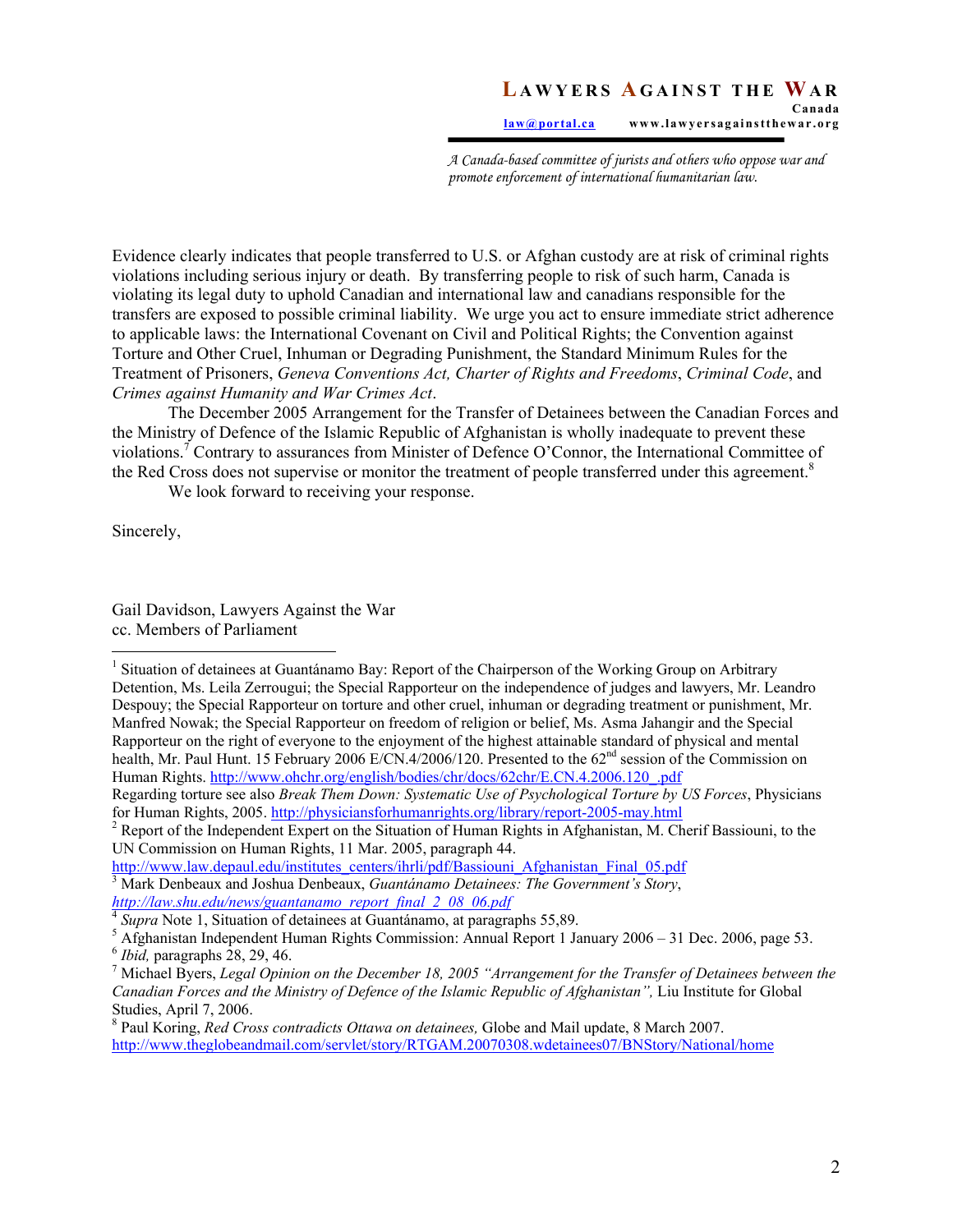**Lawyers Against the War**
Canada
law@portal.ca www.lawyersagainstthewar.org

*A Canada-based committee of jurists and others who oppose war and promote enforcement of international humanitarian law.*

Evidence clearly indicates that people transferred to U.S. or Afghan custody are at risk of criminal rights violations including serious injury or death. By transferring people to risk of such harm, Canada is violating its legal duty to uphold Canadian and international law and canadians responsible for the transfers are exposed to possible criminal liability. We urge you act to ensure immediate strict adherence to applicable laws: the International Covenant on Civil and Political Rights; the Convention against Torture and Other Cruel, Inhuman or Degrading Punishment, the Standard Minimum Rules for the Treatment of Prisoners, *Geneva Conventions Act, Charter of Rights and Freedoms*, *Criminal Code*, and *Crimes against Humanity and War Crimes Act*.

The December 2005 Arrangement for the Transfer of Detainees between the Canadian Forces and the Ministry of Defence of the Islamic Republic of Afghanistan is wholly inadequate to prevent these violations.[7] Contrary to assurances from Minister of Defence O'Connor, the International Committee of the Red Cross does not supervise or monitor the treatment of people transferred under this agreement.[8]

We look forward to receiving your response.

Sincerely,

Gail Davidson, Lawyers Against the War
cc. Members of Parliament

---

[1] Situation of detainees at Guantánamo Bay: Report of the Chairperson of the Working Group on Arbitrary Detention, Ms. Leila Zerrougui; the Special Rapporteur on the independence of judges and lawyers, Mr. Leandro Despouy; the Special Rapporteur on torture and other cruel, inhuman or degrading treatment or punishment, Mr. Manfred Nowak; the Special Rapporteur on freedom of religion or belief, Ms. Asma Jahangir and the Special Rapporteur on the right of everyone to the enjoyment of the highest attainable standard of physical and mental health, Mr. Paul Hunt. 15 February 2006 E/CN.4/2006/120. Presented to the 62nd session of the Commission on Human Rights. http://www.ohchr.org/english/bodies/chr/docs/62chr/E.CN.4.2006.120_.pdf
Regarding torture see also *Break Them Down: Systematic Use of Psychological Torture by US Forces*, Physicians for Human Rights, 2005. http://physiciansforhumanrights.org/library/report-2005-may.html

[2] Report of the Independent Expert on the Situation of Human Rights in Afghanistan, M. Cherif Bassiouni, to the UN Commission on Human Rights, 11 Mar. 2005, paragraph 44. http://www.law.depaul.edu/institutes_centers/ihrli/pdf/Bassiouni_Afghanistan_Final_05.pdf

[3] Mark Denbeaux and Joshua Denbeaux, *Guantánamo Detainees: The Government's Story*, *http://law.shu.edu/news/guantanamo_report_final_2_08_06.pdf*

[4] *Supra* Note 1, Situation of detainees at Guantánamo, at paragraphs 55,89.

[5] Afghanistan Independent Human Rights Commission: Annual Report 1 January 2006 – 31 Dec. 2006, page 53.

[6] *Ibid,* paragraphs 28, 29, 46.

[7] Michael Byers, *Legal Opinion on the December 18, 2005 "Arrangement for the Transfer of Detainees between the Canadian Forces and the Ministry of Defence of the Islamic Republic of Afghanistan",* Liu Institute for Global Studies, April 7, 2006.

[8] Paul Koring, *Red Cross contradicts Ottawa on detainees,* Globe and Mail update, 8 March 2007. http://www.theglobeandmail.com/servlet/story/RTGAM.20070308.wdetainees07/BNStory/National/home